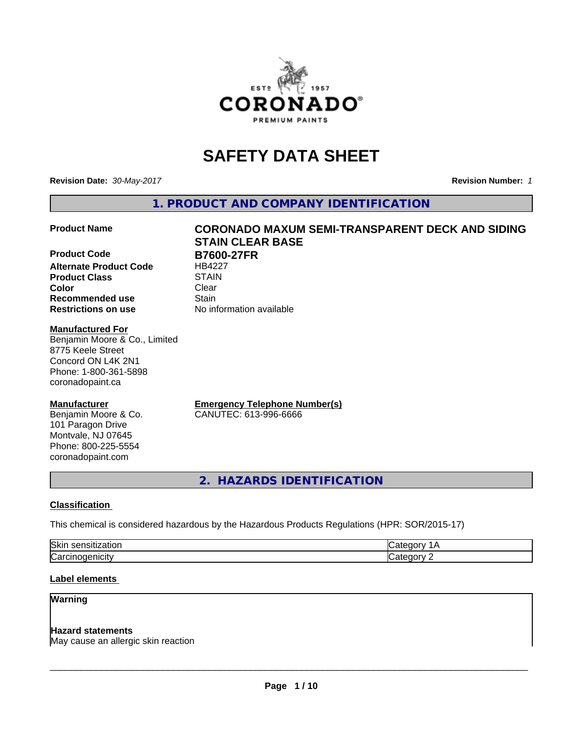# SAFETY DATA SHEET

**Revision Date:** *30-May-2017*

**Revision Number:** *1*

## 1. PRODUCT AND COMPANY IDENTIFICATION

**Product Name** — **CORONADO MAXUM SEMI-TRANSPARENT DECK AND SIDING STAIN CLEAR BASE**

**Product Code** — **B7600-27FR**

**Alternate Product Code** — HB4227

**Product Class** — STAIN

**Color** — Clear

**Recommended use** — Stain

**Restrictions on use** — No information available

**Manufactured For**
Benjamin Moore & Co., Limited
8775 Keele Street
Concord ON L4K 2N1
Phone: 1-800-361-5898
coronadopaint.ca

**Manufacturer**
Benjamin Moore & Co.
101 Paragon Drive
Montvale, NJ 07645
Phone: 800-225-5554
coronadopaint.com

**Emergency Telephone Number(s)**
CANUTEC: 613-996-6666

## 2. HAZARDS IDENTIFICATION

**Classification**

This chemical is considered hazardous by the Hazardous Products Regulations (HPR: SOR/2015-17)

| | |
|---|---|
| Skin sensitization | Category 1A |
| Carcinogenicity | Category 2 |

**Label elements**

**Warning**

**Hazard statements**
May cause an allergic skin reaction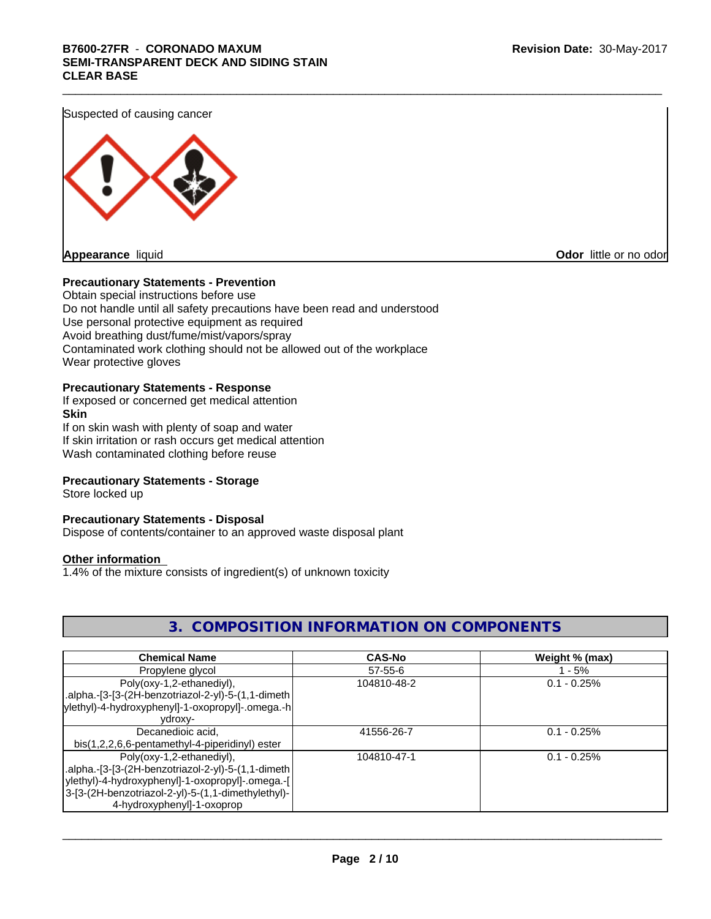Suspected of causing cancer

**Appearance** liquid

**Odor** little or no odor

**Precautionary Statements - Prevention**

Obtain special instructions before use
Do not handle until all safety precautions have been read and understood
Use personal protective equipment as required
Avoid breathing dust/fume/mist/vapors/spray
Contaminated work clothing should not be allowed out of the workplace
Wear protective gloves

**Precautionary Statements - Response**

If exposed or concerned get medical attention

**Skin**

If on skin wash with plenty of soap and water
If skin irritation or rash occurs get medical attention
Wash contaminated clothing before reuse

**Precautionary Statements - Storage**

Store locked up

**Precautionary Statements - Disposal**

Dispose of contents/container to an approved waste disposal plant

**Other information**

1.4% of the mixture consists of ingredient(s) of unknown toxicity

## 3. COMPOSITION INFORMATION ON COMPONENTS

| Chemical Name | CAS-No | Weight % (max) |
| --- | --- | --- |
| Propylene glycol | 57-55-6 | 1 - 5% |
| Poly(oxy-1,2-ethanediyl), .alpha.-[3-[3-(2H-benzotriazol-2-yl)-5-(1,1-dimethylethyl)-4-hydroxyphenyl]-1-oxopropyl]-.omega.-hydroxy- | 104810-48-2 | 0.1 - 0.25% |
| Decanedioic acid, bis(1,2,2,6,6-pentamethyl-4-piperidinyl) ester | 41556-26-7 | 0.1 - 0.25% |
| Poly(oxy-1,2-ethanediyl), .alpha.-[3-[3-(2H-benzotriazol-2-yl)-5-(1,1-dimethylethyl)-4-hydroxyphenyl]-1-oxopropyl]-.omega.-[3-[3-(2H-benzotriazol-2-yl)-5-(1,1-dimethylethyl)-4-hydroxyphenyl]-1-oxoprop | 104810-47-1 | 0.1 - 0.25% |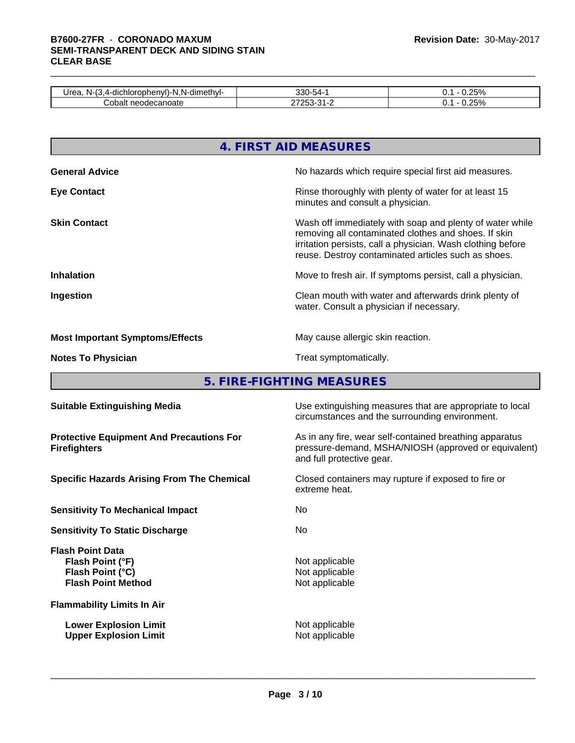| | | |
|---|---|---|
| Urea, N-(3,4-dichlorophenyl)-N,N-dimethyl- | 330-54-1 | 0.1 - 0.25% |
| Cobalt neodecanoate | 27253-31-2 | 0.1 - 0.25% |

## 4. FIRST AID MEASURES

**General Advice**
No hazards which require special first aid measures.

**Eye Contact**
Rinse thoroughly with plenty of water for at least 15 minutes and consult a physician.

**Skin Contact**
Wash off immediately with soap and plenty of water while removing all contaminated clothes and shoes. If skin irritation persists, call a physician. Wash clothing before reuse. Destroy contaminated articles such as shoes.

**Inhalation**
Move to fresh air. If symptoms persist, call a physician.

**Ingestion**
Clean mouth with water and afterwards drink plenty of water. Consult a physician if necessary.

**Most Important Symptoms/Effects**
May cause allergic skin reaction.

**Notes To Physician**
Treat symptomatically.

## 5. FIRE-FIGHTING MEASURES

**Suitable Extinguishing Media**
Use extinguishing measures that are appropriate to local circumstances and the surrounding environment.

**Protective Equipment And Precautions For Firefighters**
As in any fire, wear self-contained breathing apparatus pressure-demand, MSHA/NIOSH (approved or equivalent) and full protective gear.

**Specific Hazards Arising From The Chemical**
Closed containers may rupture if exposed to fire or extreme heat.

**Sensitivity To Mechanical Impact**
No

**Sensitivity To Static Discharge**
No

**Flash Point Data**
- **Flash Point (°F)**: Not applicable
- **Flash Point (°C)**: Not applicable
- **Flash Point Method**: Not applicable

**Flammability Limits In Air**
- **Lower Explosion Limit**: Not applicable
- **Upper Explosion Limit**: Not applicable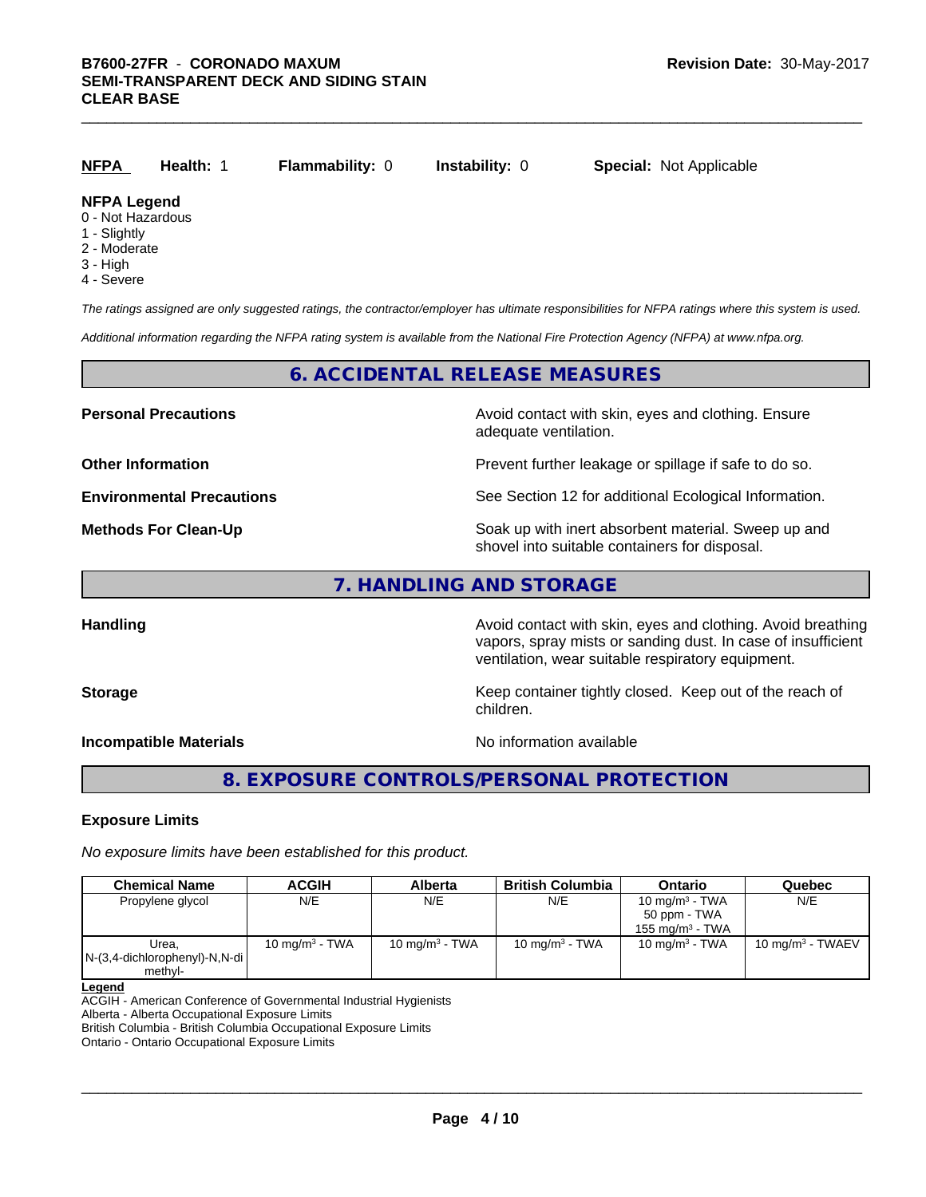| **NFPA** | **Health:** 1 | **Flammability:** 0 | **Instability:** 0 | **Special:** Not Applicable |
|---|---|---|---|---|

**NFPA Legend**

- 0 - Not Hazardous
- 1 - Slightly
- 2 - Moderate
- 3 - High
- 4 - Severe

*The ratings assigned are only suggested ratings, the contractor/employer has ultimate responsibilities for NFPA ratings where this system is used.*

*Additional information regarding the NFPA rating system is available from the National Fire Protection Agency (NFPA) at www.nfpa.org.*

## 6. ACCIDENTAL RELEASE MEASURES

**Personal Precautions** — Avoid contact with skin, eyes and clothing. Ensure adequate ventilation.

**Other Information** — Prevent further leakage or spillage if safe to do so.

**Environmental Precautions** — See Section 12 for additional Ecological Information.

**Methods For Clean-Up** — Soak up with inert absorbent material. Sweep up and shovel into suitable containers for disposal.

## 7. HANDLING AND STORAGE

**Handling** — Avoid contact with skin, eyes and clothing. Avoid breathing vapors, spray mists or sanding dust. In case of insufficient ventilation, wear suitable respiratory equipment.

**Storage** — Keep container tightly closed. Keep out of the reach of children.

**Incompatible Materials** — No information available

## 8. EXPOSURE CONTROLS/PERSONAL PROTECTION

### Exposure Limits

*No exposure limits have been established for this product.*

| Chemical Name | ACGIH | Alberta | British Columbia | Ontario | Quebec |
|---|---|---|---|---|---|
| Propylene glycol | N/E | N/E | N/E | 10 $mg/m^3$ - TWA<br>50 ppm - TWA<br>155 $mg/m^3$ - TWA | N/E |
| Urea, N-(3,4-dichlorophenyl)-N,N-dimethyl- | 10 $mg/m^3$ - TWA | 10 $mg/m^3$ - TWA | 10 $mg/m^3$ - TWA | 10 $mg/m^3$ - TWA | 10 $mg/m^3$ - TWAEV |

**Legend**

ACGIH - American Conference of Governmental Industrial Hygienists
Alberta - Alberta Occupational Exposure Limits
British Columbia - British Columbia Occupational Exposure Limits
Ontario - Ontario Occupational Exposure Limits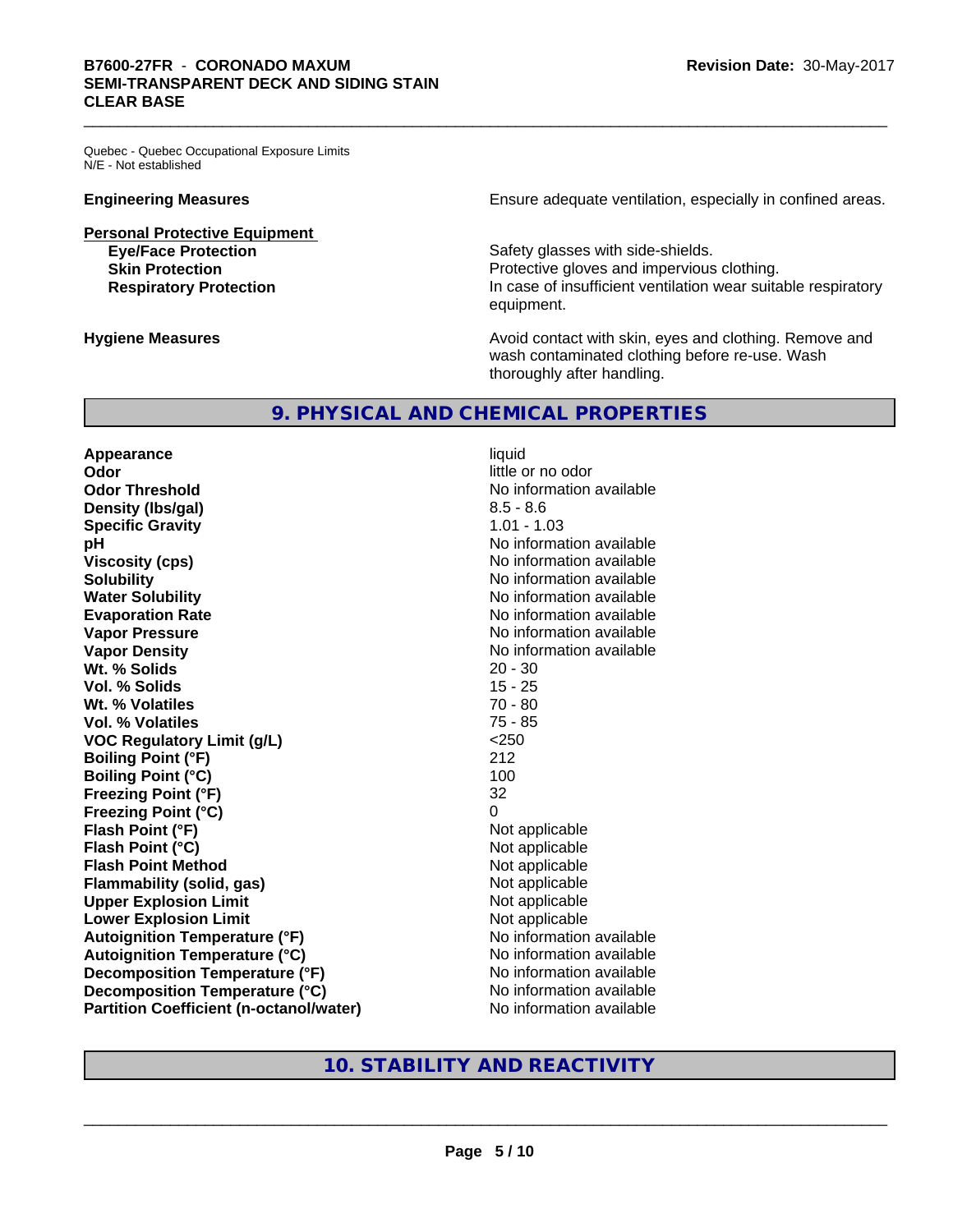Quebec - Quebec Occupational Exposure Limits
N/E - Not established

**Engineering Measures** Ensure adequate ventilation, especially in confined areas.

**Personal Protective Equipment**

**Eye/Face Protection** Safety glasses with side-shields.

**Skin Protection** Protective gloves and impervious clothing.

**Respiratory Protection** In case of insufficient ventilation wear suitable respiratory equipment.

**Hygiene Measures** Avoid contact with skin, eyes and clothing. Remove and wash contaminated clothing before re-use. Wash thoroughly after handling.

## 9. PHYSICAL AND CHEMICAL PROPERTIES

| Property | Value |
|---|---|
| **Appearance** | liquid |
| **Odor** | little or no odor |
| **Odor Threshold** | No information available |
| **Density (lbs/gal)** | 8.5 - 8.6 |
| **Specific Gravity** | 1.01 - 1.03 |
| **pH** | No information available |
| **Viscosity (cps)** | No information available |
| **Solubility** | No information available |
| **Water Solubility** | No information available |
| **Evaporation Rate** | No information available |
| **Vapor Pressure** | No information available |
| **Vapor Density** | No information available |
| **Wt. % Solids** | 20 - 30 |
| **Vol. % Solids** | 15 - 25 |
| **Wt. % Volatiles** | 70 - 80 |
| **Vol. % Volatiles** | 75 - 85 |
| **VOC Regulatory Limit (g/L)** | <250 |
| **Boiling Point (°F)** | 212 |
| **Boiling Point (°C)** | 100 |
| **Freezing Point (°F)** | 32 |
| **Freezing Point (°C)** | 0 |
| **Flash Point (°F)** | Not applicable |
| **Flash Point (°C)** | Not applicable |
| **Flash Point Method** | Not applicable |
| **Flammability (solid, gas)** | Not applicable |
| **Upper Explosion Limit** | Not applicable |
| **Lower Explosion Limit** | Not applicable |
| **Autoignition Temperature (°F)** | No information available |
| **Autoignition Temperature (°C)** | No information available |
| **Decomposition Temperature (°F)** | No information available |
| **Decomposition Temperature (°C)** | No information available |
| **Partition Coefficient (n-octanol/water)** | No information available |

## 10. STABILITY AND REACTIVITY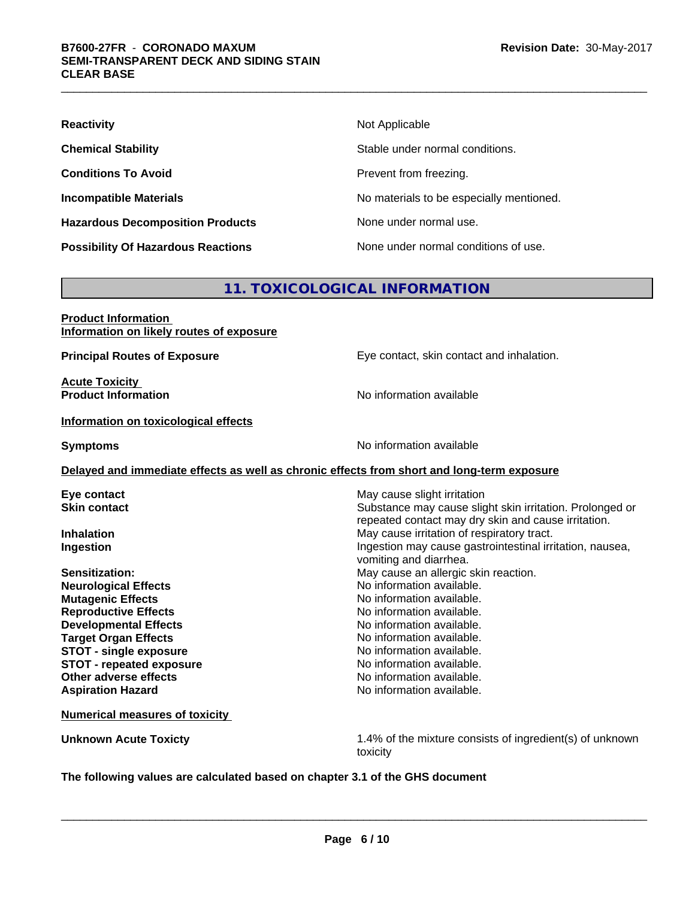| | |
|---|---|
| **Reactivity** | Not Applicable |
| **Chemical Stability** | Stable under normal conditions. |
| **Conditions To Avoid** | Prevent from freezing. |
| **Incompatible Materials** | No materials to be especially mentioned. |
| **Hazardous Decomposition Products** | None under normal use. |
| **Possibility Of Hazardous Reactions** | None under normal conditions of use. |

## 11. TOXICOLOGICAL INFORMATION

**Product Information**
**Information on likely routes of exposure**

**Principal Routes of Exposure** — Eye contact, skin contact and inhalation.

**Acute Toxicity**
**Product Information** — No information available

**Information on toxicological effects**

**Symptoms** — No information available

**Delayed and immediate effects as well as chronic effects from short and long-term exposure**

| | |
|---|---|
| **Eye contact** | May cause slight irritation |
| **Skin contact** | Substance may cause slight skin irritation. Prolonged or repeated contact may dry skin and cause irritation. |
| **Inhalation** | May cause irritation of respiratory tract. |
| **Ingestion** | Ingestion may cause gastrointestinal irritation, nausea, vomiting and diarrhea. |
| **Sensitization:** | May cause an allergic skin reaction. |
| **Neurological Effects** | No information available. |
| **Mutagenic Effects** | No information available. |
| **Reproductive Effects** | No information available. |
| **Developmental Effects** | No information available. |
| **Target Organ Effects** | No information available. |
| **STOT - single exposure** | No information available. |
| **STOT - repeated exposure** | No information available. |
| **Other adverse effects** | No information available. |
| **Aspiration Hazard** | No information available. |

**Numerical measures of toxicity**

**Unknown Acute Toxicty** — 1.4% of the mixture consists of ingredient(s) of unknown toxicity

**The following values are calculated based on chapter 3.1 of the GHS document**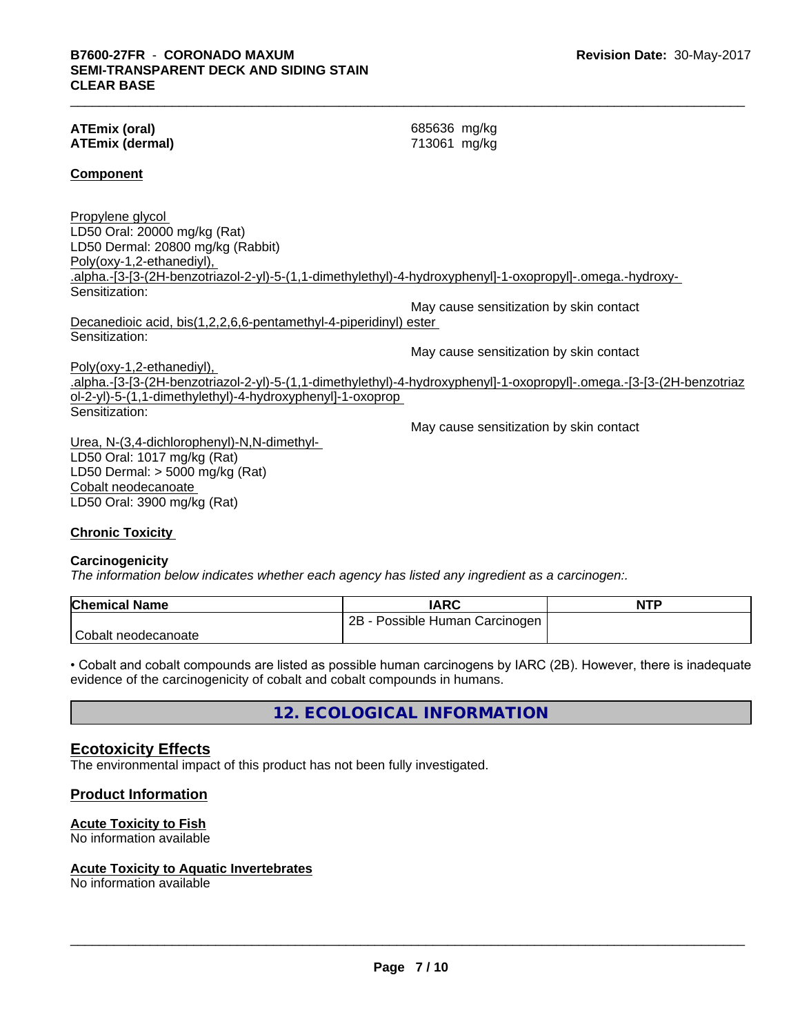**ATEmix (oral)** 685636 mg/kg
**ATEmix (dermal)** 713061 mg/kg

**Component**

Propylene glycol
LD50 Oral: 20000 mg/kg (Rat)
LD50 Dermal: 20800 mg/kg (Rabbit)
Poly(oxy-1,2-ethanediyl), .alpha.-[3-[3-(2H-benzotriazol-2-yl)-5-(1,1-dimethylethyl)-4-hydroxyphenyl]-1-oxopropyl]-.omega.-hydroxy-
Sensitization:
May cause sensitization by skin contact
Decanedioic acid, bis(1,2,2,6,6-pentamethyl-4-piperidinyl) ester
Sensitization:
May cause sensitization by skin contact
Poly(oxy-1,2-ethanediyl), .alpha.-[3-[3-(2H-benzotriazol-2-yl)-5-(1,1-dimethylethyl)-4-hydroxyphenyl]-1-oxopropyl]-.omega.-[3-[3-(2H-benzotriazol-2-yl)-5-(1,1-dimethylethyl)-4-hydroxyphenyl]-1-oxoprop
Sensitization:
May cause sensitization by skin contact
Urea, N-(3,4-dichlorophenyl)-N,N-dimethyl-
LD50 Oral: 1017 mg/kg (Rat)
LD50 Dermal: > 5000 mg/kg (Rat)
Cobalt neodecanoate
LD50 Oral: 3900 mg/kg (Rat)

**Chronic Toxicity**

**Carcinogenicity**
*The information below indicates whether each agency has listed any ingredient as a carcinogen:.*

| Chemical Name | IARC | NTP |
| --- | --- | --- |
| Cobalt neodecanoate | 2B - Possible Human Carcinogen | |

• Cobalt and cobalt compounds are listed as possible human carcinogens by IARC (2B). However, there is inadequate evidence of the carcinogenicity of cobalt and cobalt compounds in humans.

## 12. ECOLOGICAL INFORMATION

### Ecotoxicity Effects
The environmental impact of this product has not been fully investigated.

### Product Information

**Acute Toxicity to Fish**
No information available

**Acute Toxicity to Aquatic Invertebrates**
No information available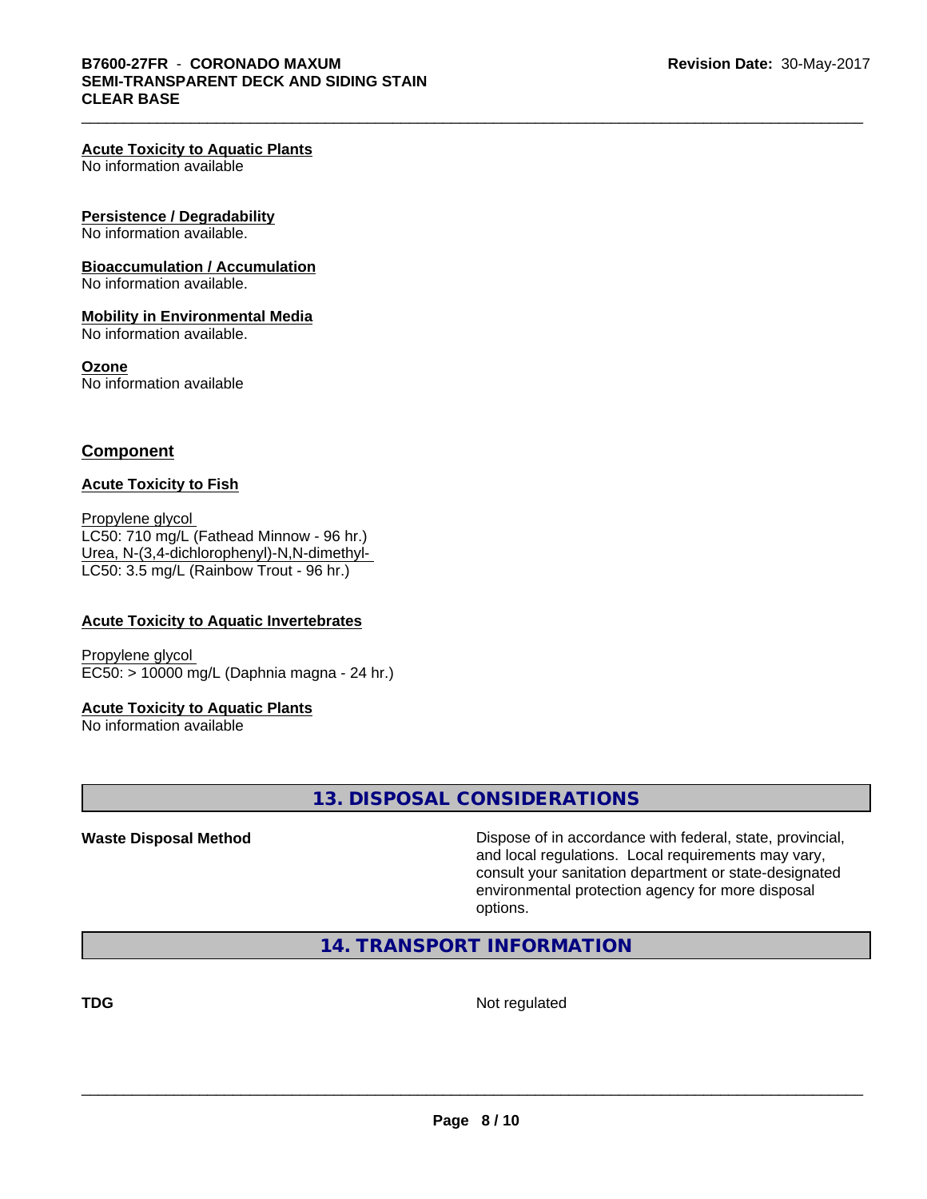#### Acute Toxicity to Aquatic Plants
No information available

#### Persistence / Degradability
No information available.

#### Bioaccumulation / Accumulation
No information available.

#### Mobility in Environmental Media
No information available.

#### Ozone
No information available

### Component

#### Acute Toxicity to Fish

Propylene glycol
LC50: 710 mg/L (Fathead Minnow - 96 hr.)
Urea, N-(3,4-dichlorophenyl)-N,N-dimethyl-
LC50: 3.5 mg/L (Rainbow Trout - 96 hr.)

#### Acute Toxicity to Aquatic Invertebrates

Propylene glycol
EC50: > 10000 mg/L (Daphnia magna - 24 hr.)

#### Acute Toxicity to Aquatic Plants
No information available

## 13. DISPOSAL CONSIDERATIONS

**Waste Disposal Method** Dispose of in accordance with federal, state, provincial, and local regulations. Local requirements may vary, consult your sanitation department or state-designated environmental protection agency for more disposal options.

## 14. TRANSPORT INFORMATION

**TDG** Not regulated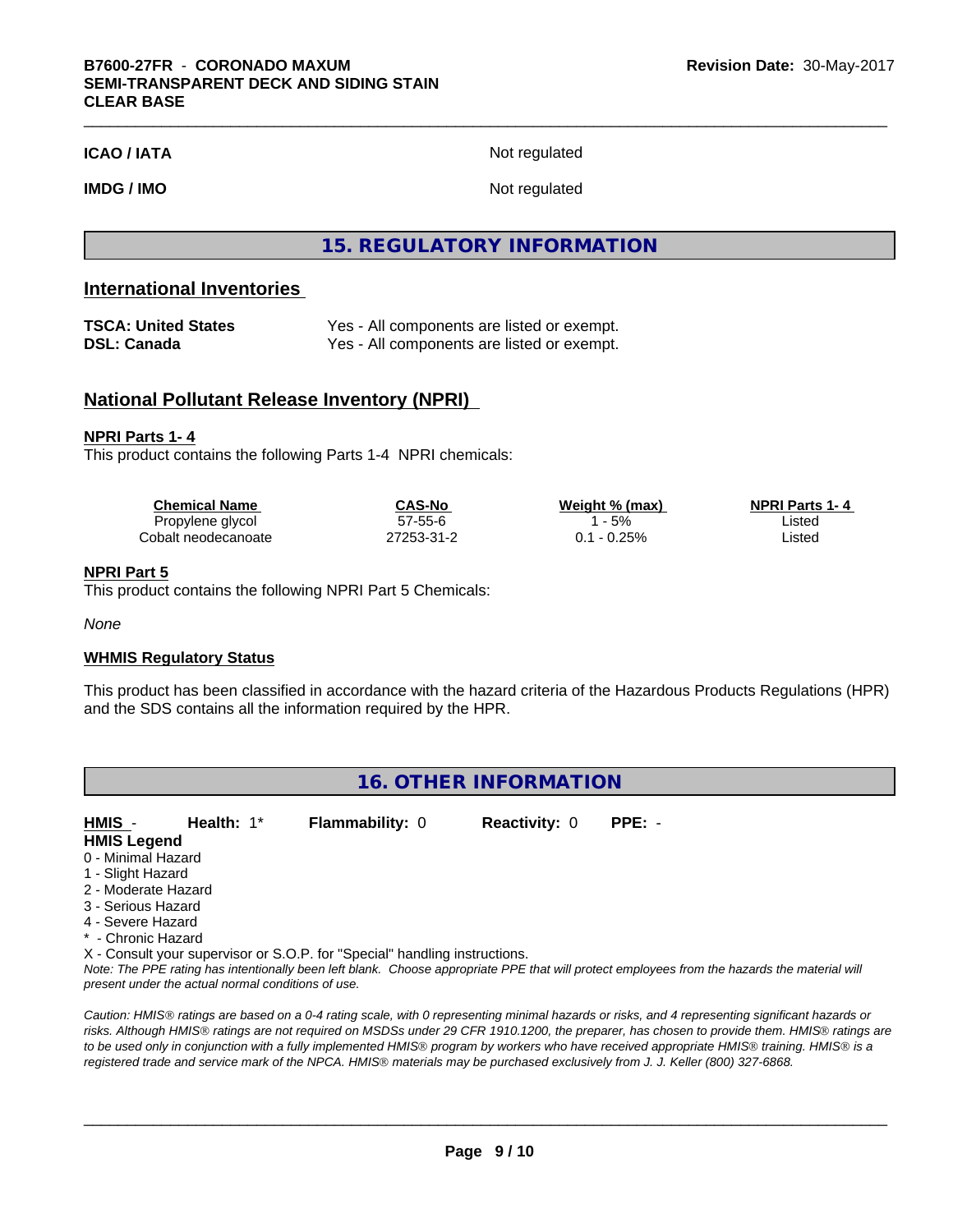**ICAO / IATA** Not regulated

**IMDG / IMO** Not regulated

# 15. REGULATORY INFORMATION

## International Inventories

**TSCA: United States** Yes - All components are listed or exempt.
**DSL: Canada** Yes - All components are listed or exempt.

## National Pollutant Release Inventory (NPRI)

**NPRI Parts 1- 4**
This product contains the following Parts 1-4 NPRI chemicals:

| Chemical Name | CAS-No | Weight % (max) | NPRI Parts 1- 4 |
|---|---|---|---|
| Propylene glycol | 57-55-6 | 1 - 5% | Listed |
| Cobalt neodecanoate | 27253-31-2 | 0.1 - 0.25% | Listed |

**NPRI Part 5**
This product contains the following NPRI Part 5 Chemicals:

*None*

**WHMIS Regulatory Status**

This product has been classified in accordance with the hazard criteria of the Hazardous Products Regulations (HPR) and the SDS contains all the information required by the HPR.

# 16. OTHER INFORMATION

**HMIS** - **Health:** 1* **Flammability:** 0 **Reactivity:** 0 **PPE:** -

**HMIS Legend**
0 - Minimal Hazard
1 - Slight Hazard
2 - Moderate Hazard
3 - Serious Hazard
4 - Severe Hazard
* - Chronic Hazard
X - Consult your supervisor or S.O.P. for "Special" handling instructions.
*Note: The PPE rating has intentionally been left blank. Choose appropriate PPE that will protect employees from the hazards the material will present under the actual normal conditions of use.*

*Caution: HMIS® ratings are based on a 0-4 rating scale, with 0 representing minimal hazards or risks, and 4 representing significant hazards or risks. Although HMIS® ratings are not required on MSDSs under 29 CFR 1910.1200, the preparer, has chosen to provide them. HMIS® ratings are to be used only in conjunction with a fully implemented HMIS® program by workers who have received appropriate HMIS® training. HMIS® is a registered trade and service mark of the NPCA. HMIS® materials may be purchased exclusively from J. J. Keller (800) 327-6868.*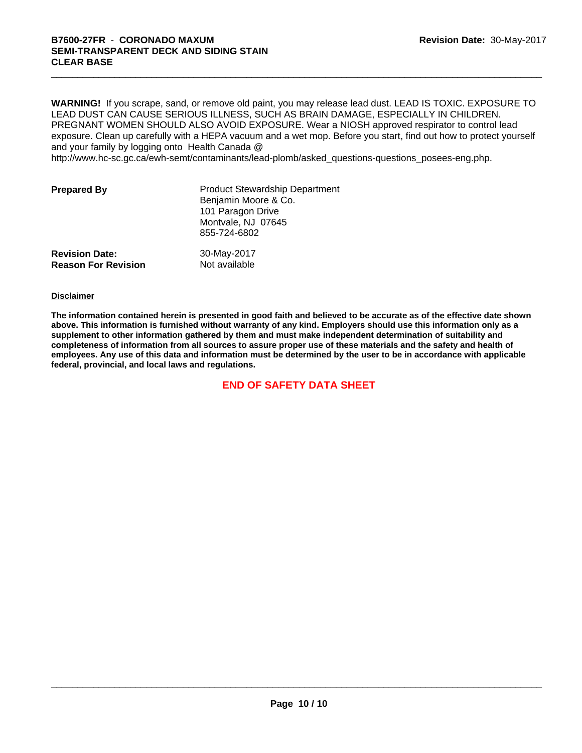**WARNING!** If you scrape, sand, or remove old paint, you may release lead dust. LEAD IS TOXIC. EXPOSURE TO LEAD DUST CAN CAUSE SERIOUS ILLNESS, SUCH AS BRAIN DAMAGE, ESPECIALLY IN CHILDREN. PREGNANT WOMEN SHOULD ALSO AVOID EXPOSURE. Wear a NIOSH approved respirator to control lead exposure. Clean up carefully with a HEPA vacuum and a wet mop. Before you start, find out how to protect yourself and your family by logging onto Health Canada @ http://www.hc-sc.gc.ca/ewh-semt/contaminants/lead-plomb/asked_questions-questions_posees-eng.php.

| | |
|---|---|
| **Prepared By** | Product Stewardship Department<br>Benjamin Moore & Co.<br>101 Paragon Drive<br>Montvale, NJ 07645<br>855-724-6802 |
| **Revision Date:** | 30-May-2017 |
| **Reason For Revision** | Not available |

**Disclaimer**

**The information contained herein is presented in good faith and believed to be accurate as of the effective date shown above. This information is furnished without warranty of any kind. Employers should use this information only as a supplement to other information gathered by them and must make independent determination of suitability and completeness of information from all sources to assure proper use of these materials and the safety and health of employees. Any use of this data and information must be determined by the user to be in accordance with applicable federal, provincial, and local laws and regulations.**

**END OF SAFETY DATA SHEET**